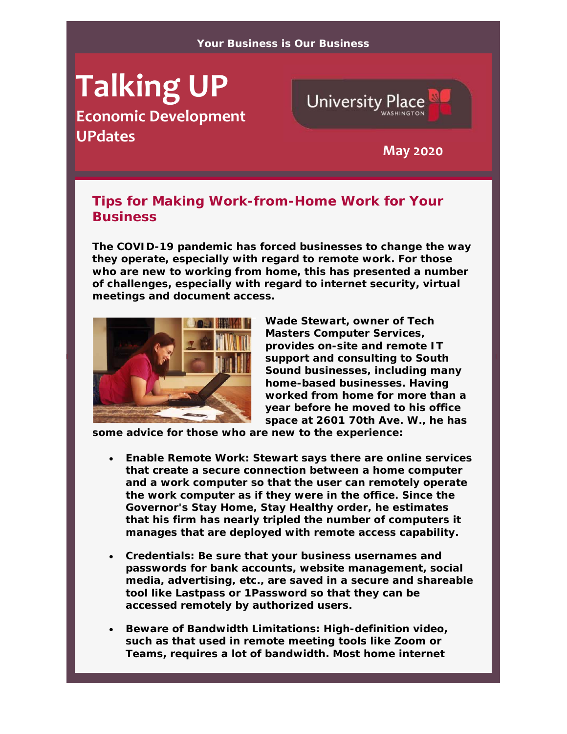Your Business is Our Business

# Talking UP

## Economic Development UPdates

May 2020

## Tips for Making Work-from-Home Work for Your Business

**The COVID-19 pandemic has forced businesses to change the way they operate, especially with regard to remote work. For those who are new to working from home, this has presented a number of challenges, especially with regard to internet security, virtual meetings and document access.**

**Wade Stewart, owner of Tech Masters Computer Services, provides on-site and remote IT support and consulting to South Sound businesses, including many home-based businesses. Having worked from home for more than a year before he moved to his office space at 2601 70th Ave. W., he has some advice for those who are new to the experience:**

- **Enable Remote Work: Stewart says there are online services that create a secure connection between a home computer and a work computer so that the user can remotely operate the work computer as if they were in the office. Since the Governor's Stay Home, Stay Healthy order, he estimates that his firm has nearly tripled the number of computers it manages that are deployed with remote access capability.**
- **Credentials: Be sure that your business usernames and passwords for bank accounts, website management, social media, advertising, etc., are saved in a secure and shareable tool like Lastpass or 1Password so that they can be accessed remotely by authorized users.**
- **Beware of Bandwidth Limitations: High-definition video, such as that used in remote meeting tools like Zoom or Teams, requires a lot of bandwidth. Most home internet**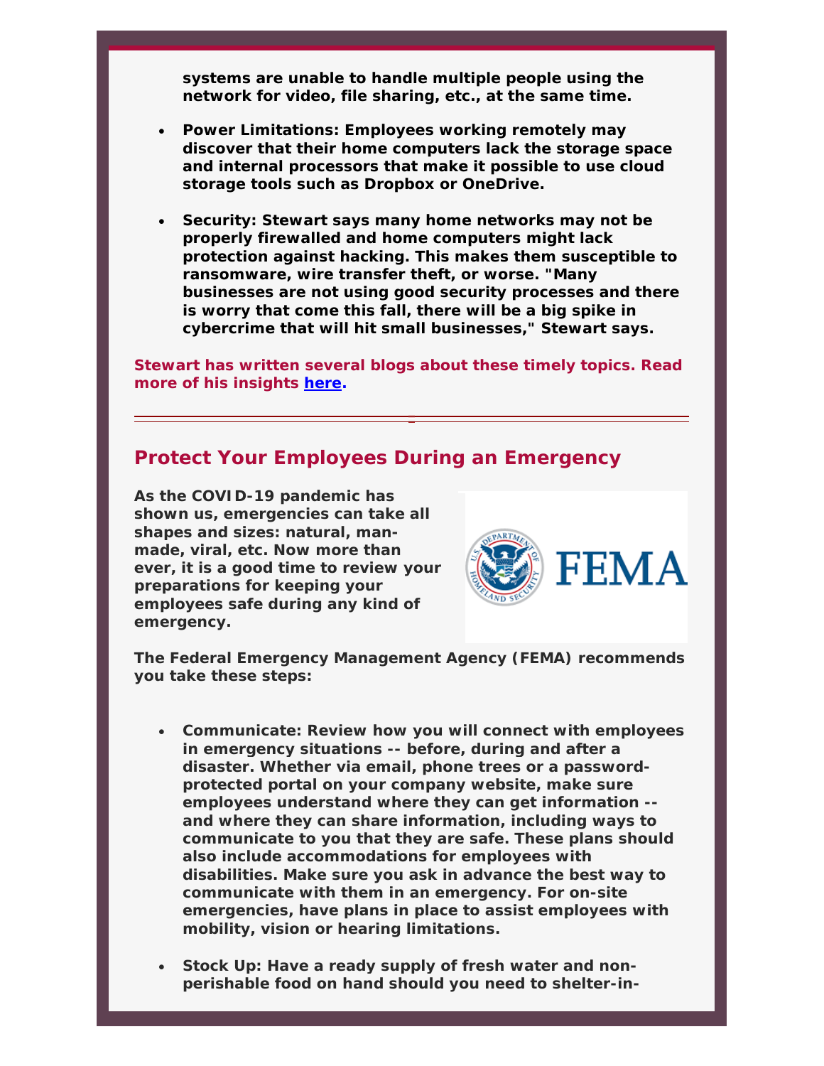systems are unable to handle multiple people using the network for video, file sharing, etc., at the same time.

- **Power Limitations: Employees working remotely may discover that their home computers lack the storage space and internal processors that make it possible to use cloud storage tools such as Dropbox or OneDrive.**
- **Security: Stewart says many home networks may not be properly firewalled and home computers might lack protection against hacking. This makes them susceptible to ransomware, wire transfer theft, or worse. "Many businesses are not using good security processes and there is worry that come this fall, there will be a big spike in cybercrime that will hit small businesses," Stewart says.**

**Stewart has written several blogs about these timely topics. Read more of his insights here.**

---

## Protect Your Employees During an Emergency

**As the COVID-19 pandemic has shown us, emergencies can take all shapes and sizes: natural, man-made, viral, etc. Now more than ever, it is a good time to review your preparations for keeping your employees safe during any kind of emergency.**

**The Federal Emergency Management Agency (FEMA) recommends you take these steps:**

- **Communicate: Review how you will connect with employees in emergency situations -- before, during and after a disaster. Whether via email, phone trees or a password-protected portal on your company website, make sure employees understand where they can get information -- and where they can share information, including ways to communicate to you that they are safe. These plans should also include accommodations for employees with disabilities. Make sure you ask in advance the best way to communicate with them in an emergency. For on-site emergencies, have plans in place to assist employees with mobility, vision or hearing limitations.**
- **Stock Up: Have a ready supply of fresh water and non-perishable food on hand should you need to shelter-in-**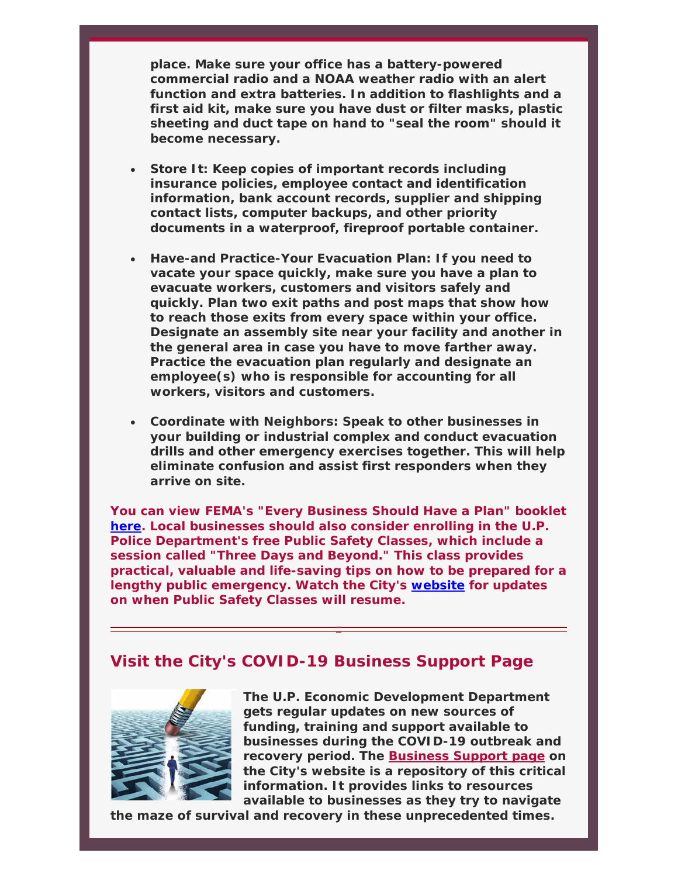**place. Make sure your office has a battery-powered commercial radio and a NOAA weather radio with an alert function and extra batteries. In addition to flashlights and a first aid kit, make sure you have dust or filter masks, plastic sheeting and duct tape on hand to "seal the room" should it become necessary.**

- **Store It: Keep copies of important records including insurance policies, employee contact and identification information, bank account records, supplier and shipping contact lists, computer backups, and other priority documents in a waterproof, fireproof portable container.**
- **Have-and Practice-Your Evacuation Plan: If you need to vacate your space quickly, make sure you have a plan to evacuate workers, customers and visitors safely and quickly. Plan two exit paths and post maps that show how to reach those exits from every space within your office. Designate an assembly site near your facility and another in the general area in case you have to move farther away. Practice the evacuation plan regularly and designate an employee(s) who is responsible for accounting for all workers, visitors and customers.**
- **Coordinate with Neighbors: Speak to other businesses in your building or industrial complex and conduct evacuation drills and other emergency exercises together. This will help eliminate confusion and assist first responders when they arrive on site.**

**You can view FEMA's "Every Business Should Have a Plan" booklet here. Local businesses should also consider enrolling in the U.P. Police Department's free Public Safety Classes, which include a session called "Three Days and Beyond." This class provides practical, valuable and life-saving tips on how to be prepared for a lengthy public emergency. Watch the City's website for updates on when Public Safety Classes will resume.**

---

## Visit the City's COVID-19 Business Support Page

**The U.P. Economic Development Department gets regular updates on new sources of funding, training and support available to businesses during the COVID-19 outbreak and recovery period. The Business Support page on the City's website is a repository of this critical information. It provides links to resources available to businesses as they try to navigate the maze of survival and recovery in these unprecedented times.**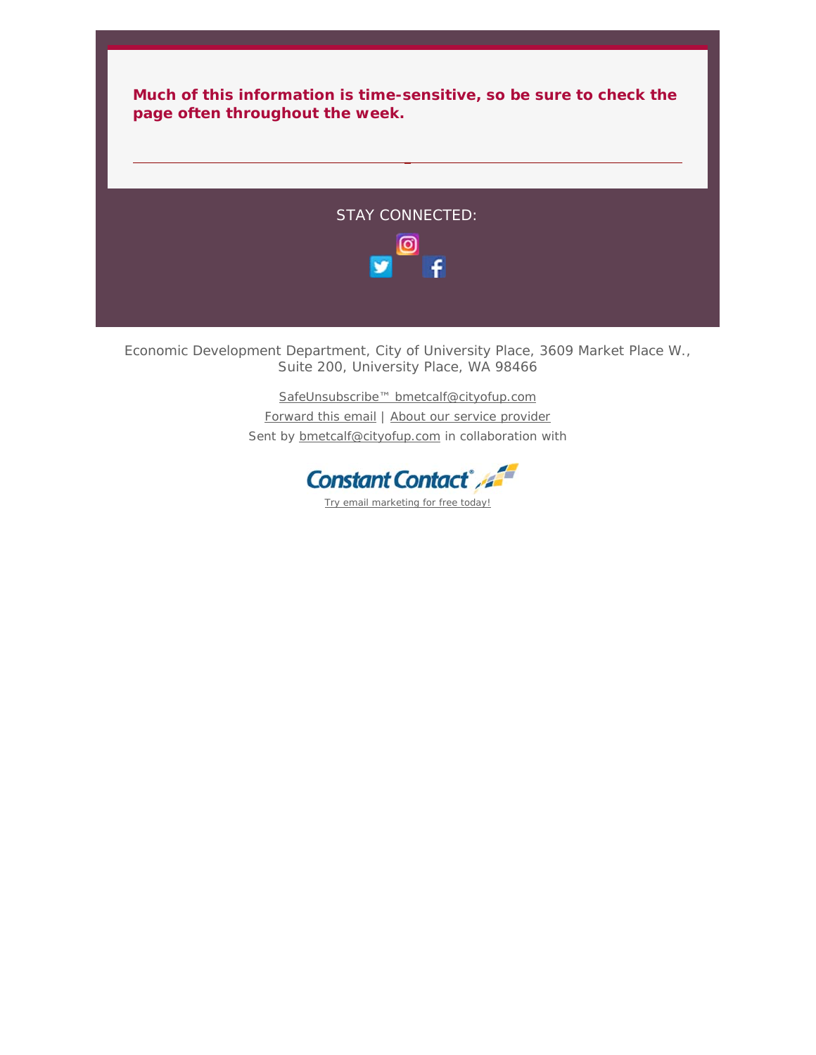**Much of this information is time-sensitive, so be sure to check the page often throughout the week.**

---

STAY CONNECTED:

Economic Development Department, City of University Place, 3609 Market Place W., Suite 200, University Place, WA 98466

SafeUnsubscribe™ bmetcalf@cityofup.com

Forward this email | About our service provider

Sent by bmetcalf@cityofup.com in collaboration with

Constant Contact®

Try email marketing for free today!